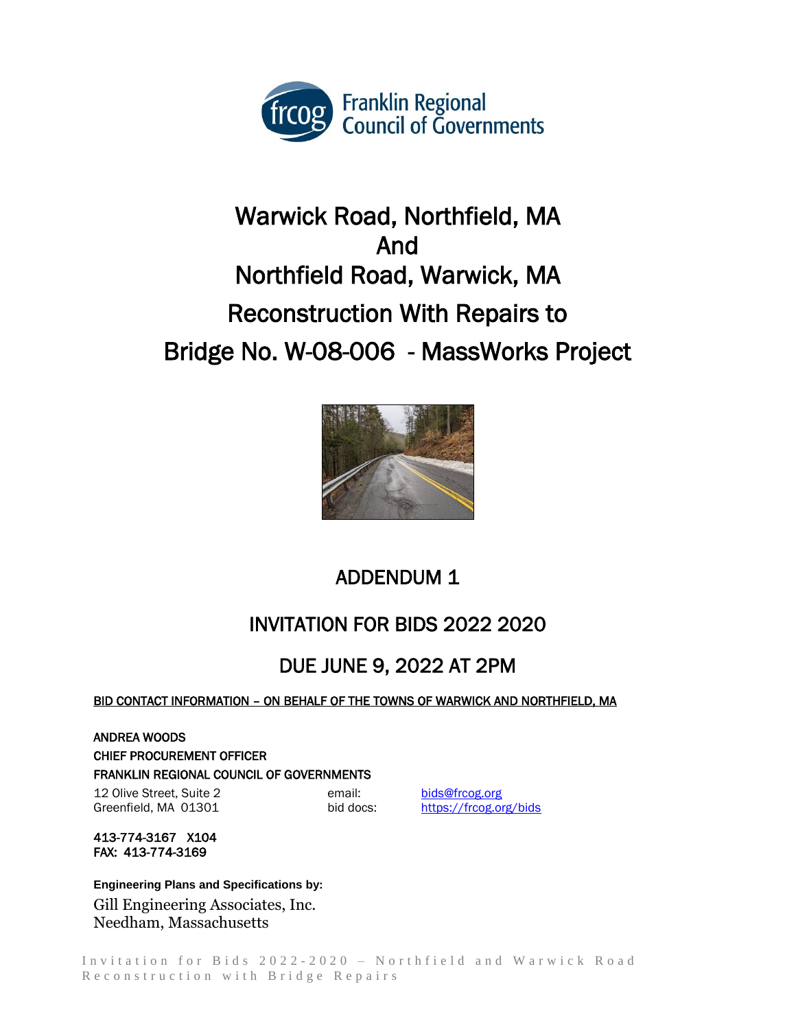Franklin Regional Council of Governments

# Warwick Road, Northfield, MA And Northfield Road, Warwick, MA Reconstruction With Repairs to Bridge No. W-08-006 - MassWorks Project

## ADDENDUM 1

## INVITATION FOR BIDS 2022 2020

## DUE JUNE 9, 2022 AT 2PM

BID CONTACT INFORMATION – ON BEHALF OF THE TOWNS OF WARWICK AND NORTHFIELD, MA

ANDREA WOODS
CHIEF PROCUREMENT OFFICER
FRANKLIN REGIONAL COUNCIL OF GOVERNMENTS
12 Olive Street, Suite 2
Greenfield, MA 01301

email: bids@frcog.org
bid docs: https://frcog.org/bids

413-774-3167 X104
FAX: 413-774-3169

**Engineering Plans and Specifications by:**
Gill Engineering Associates, Inc.
Needham, Massachusetts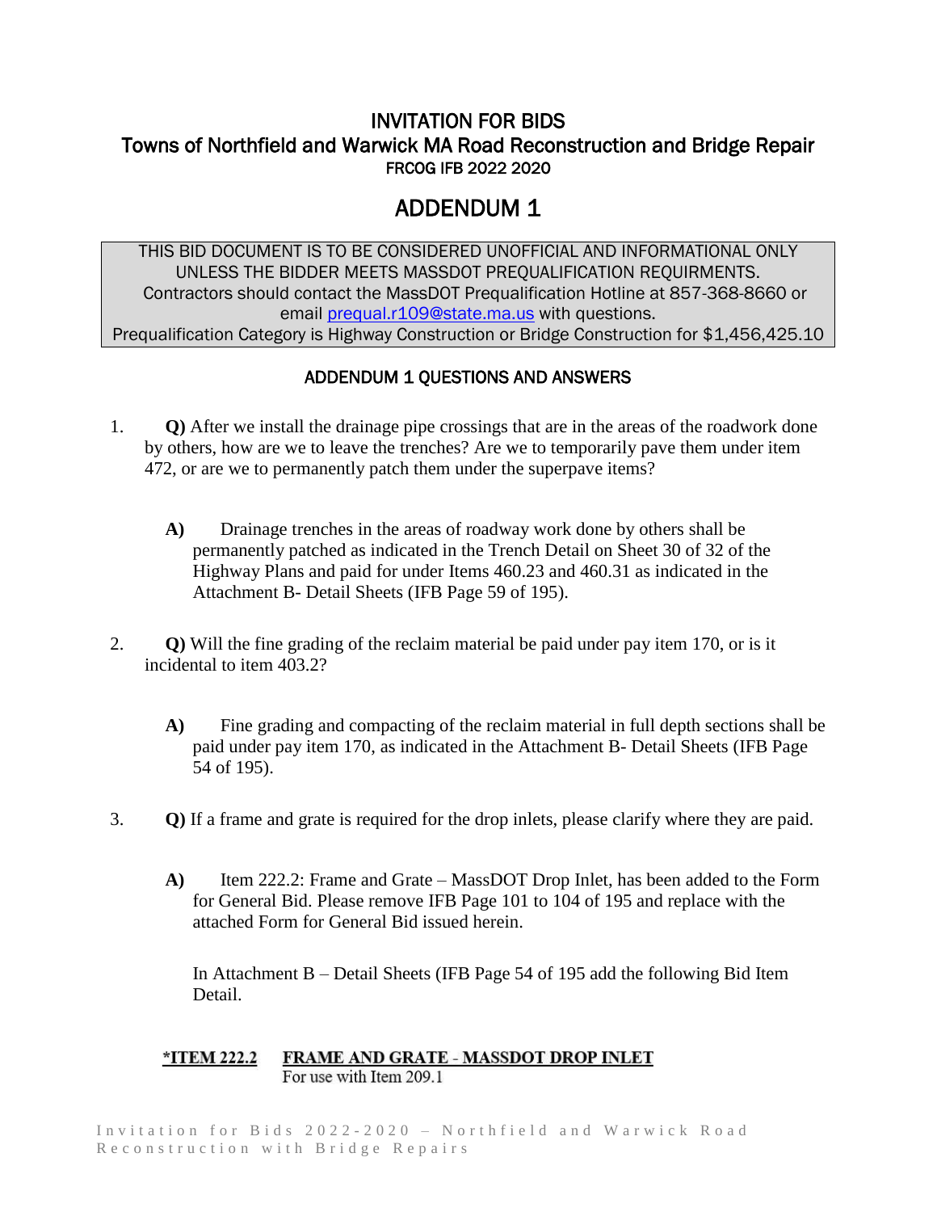# INVITATION FOR BIDS

## Towns of Northfield and Warwick MA Road Reconstruction and Bridge Repair

### FRCOG IFB 2022 2020

# ADDENDUM 1

THIS BID DOCUMENT IS TO BE CONSIDERED UNOFFICIAL AND INFORMATIONAL ONLY UNLESS THE BIDDER MEETS MASSDOT PREQUALIFICATION REQUIRMENTS.
Contractors should contact the MassDOT Prequalification Hotline at 857-368-8660 or email prequal.r109@state.ma.us with questions.
Prequalification Category is Highway Construction or Bridge Construction for $1,456,425.10

### ADDENDUM 1 QUESTIONS AND ANSWERS

1. **Q)** After we install the drainage pipe crossings that are in the areas of the roadwork done by others, how are we to leave the trenches? Are we to temporarily pave them under item 472, or are we to permanently patch them under the superpave items?

   **A)** Drainage trenches in the areas of roadway work done by others shall be permanently patched as indicated in the Trench Detail on Sheet 30 of 32 of the Highway Plans and paid for under Items 460.23 and 460.31 as indicated in the Attachment B- Detail Sheets (IFB Page 59 of 195).

2. **Q)** Will the fine grading of the reclaim material be paid under pay item 170, or is it incidental to item 403.2?

   **A)** Fine grading and compacting of the reclaim material in full depth sections shall be paid under pay item 170, as indicated in the Attachment B- Detail Sheets (IFB Page 54 of 195).

3. **Q)** If a frame and grate is required for the drop inlets, please clarify where they are paid.

   **A)** Item 222.2: Frame and Grate – MassDOT Drop Inlet, has been added to the Form for General Bid. Please remove IFB Page 101 to 104 of 195 and replace with the attached Form for General Bid issued herein.

   In Attachment B – Detail Sheets (IFB Page 54 of 195 add the following Bid Item Detail.

**\*ITEM 222.2 FRAME AND GRATE - MASSDOT DROP INLET**
For use with Item 209.1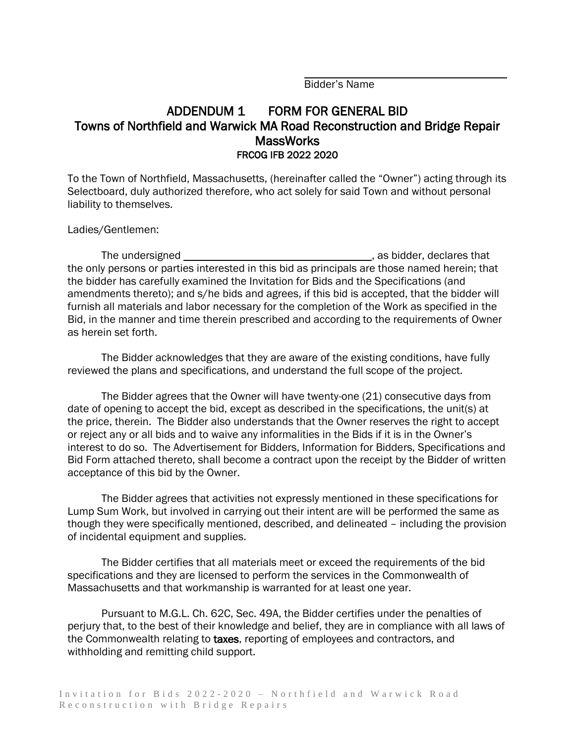\_\_\_\_\_\_\_\_\_\_\_\_\_\_\_\_\_\_\_\_\_\_\_\_\_\_\_\_\_\_\_\_\_\_
Bidder's Name

# ADDENDUM 1 FORM FOR GENERAL BID
## Towns of Northfield and Warwick MA Road Reconstruction and Bridge Repair MassWorks
### FRCOG IFB 2022 2020

To the Town of Northfield, Massachusetts, (hereinafter called the "Owner") acting through its Selectboard, duly authorized therefore, who act solely for said Town and without personal liability to themselves.

Ladies/Gentlemen:

The undersigned \_\_\_\_\_\_\_\_\_\_\_\_\_\_\_\_\_\_\_\_\_\_\_\_\_\_\_\_\_\_\_\_\_\_\_\_, as bidder, declares that the only persons or parties interested in this bid as principals are those named herein; that the bidder has carefully examined the Invitation for Bids and the Specifications (and amendments thereto); and s/he bids and agrees, if this bid is accepted, that the bidder will furnish all materials and labor necessary for the completion of the Work as specified in the Bid, in the manner and time therein prescribed and according to the requirements of Owner as herein set forth.

The Bidder acknowledges that they are aware of the existing conditions, have fully reviewed the plans and specifications, and understand the full scope of the project.

The Bidder agrees that the Owner will have twenty-one (21) consecutive days from date of opening to accept the bid, except as described in the specifications, the unit(s) at the price, therein. The Bidder also understands that the Owner reserves the right to accept or reject any or all bids and to waive any informalities in the Bids if it is in the Owner's interest to do so. The Advertisement for Bidders, Information for Bidders, Specifications and Bid Form attached thereto, shall become a contract upon the receipt by the Bidder of written acceptance of this bid by the Owner.

The Bidder agrees that activities not expressly mentioned in these specifications for Lump Sum Work, but involved in carrying out their intent are will be performed the same as though they were specifically mentioned, described, and delineated – including the provision of incidental equipment and supplies.

The Bidder certifies that all materials meet or exceed the requirements of the bid specifications and they are licensed to perform the services in the Commonwealth of Massachusetts and that workmanship is warranted for at least one year.

Pursuant to M.G.L. Ch. 62C, Sec. 49A, the Bidder certifies under the penalties of perjury that, to the best of their knowledge and belief, they are in compliance with all laws of the Commonwealth relating to **taxes**, reporting of employees and contractors, and withholding and remitting child support.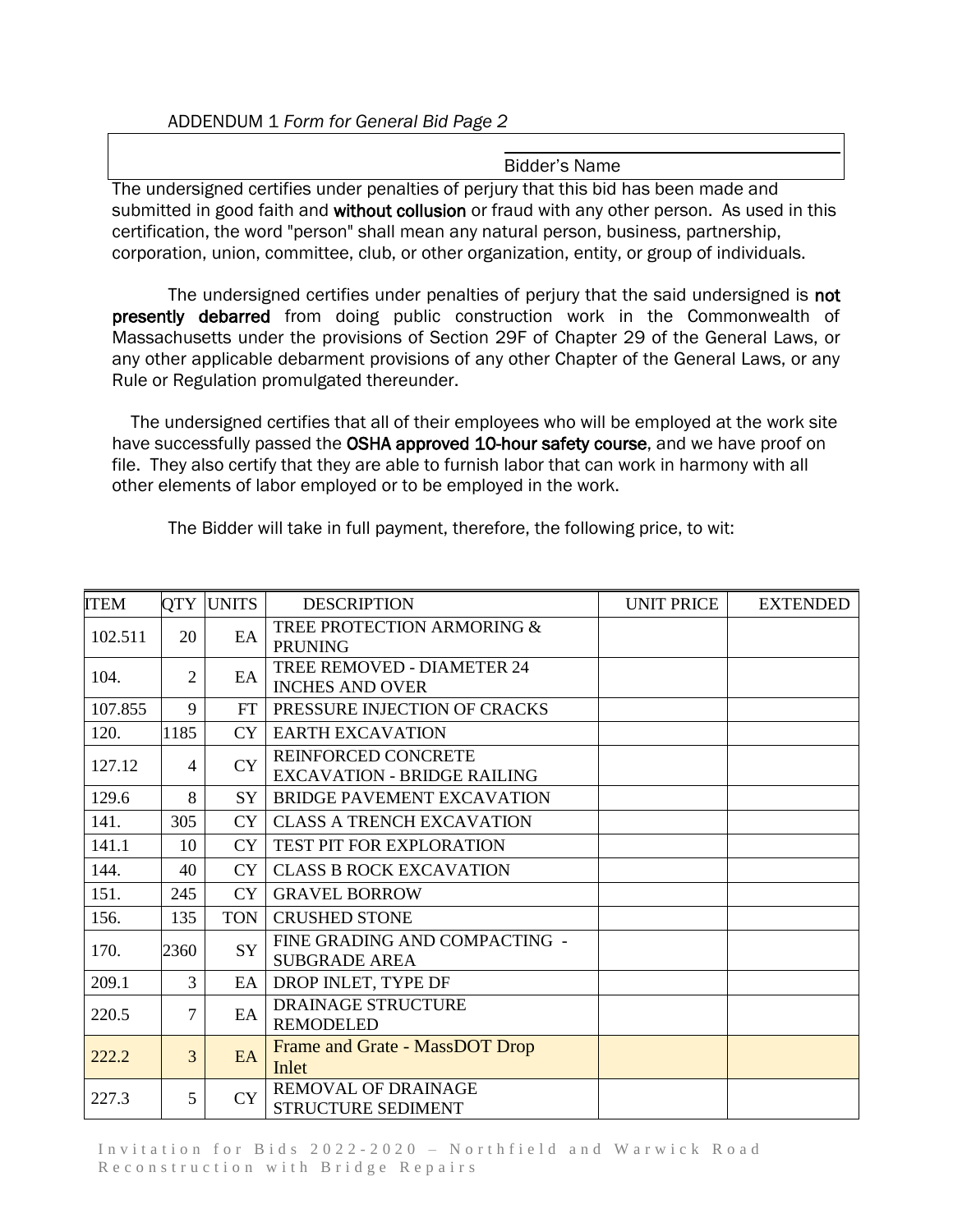ADDENDUM 1 *Form for General Bid Page 2*

Bidder's Name

The undersigned certifies under penalties of perjury that this bid has been made and submitted in good faith and **without collusion** or fraud with any other person. As used in this certification, the word "person" shall mean any natural person, business, partnership, corporation, union, committee, club, or other organization, entity, or group of individuals.

The undersigned certifies under penalties of perjury that the said undersigned is **not presently debarred** from doing public construction work in the Commonwealth of Massachusetts under the provisions of Section 29F of Chapter 29 of the General Laws, or any other applicable debarment provisions of any other Chapter of the General Laws, or any Rule or Regulation promulgated thereunder.

The undersigned certifies that all of their employees who will be employed at the work site have successfully passed the **OSHA approved 10-hour safety course**, and we have proof on file. They also certify that they are able to furnish labor that can work in harmony with all other elements of labor employed or to be employed in the work.

The Bidder will take in full payment, therefore, the following price, to wit:

| ITEM | QTY | UNITS | DESCRIPTION | UNIT PRICE | EXTENDED |
|---|---|---|---|---|---|
| 102.511 | 20 | EA | TREE PROTECTION ARMORING & PRUNING | | |
| 104. | 2 | EA | TREE REMOVED - DIAMETER 24 INCHES AND OVER | | |
| 107.855 | 9 | FT | PRESSURE INJECTION OF CRACKS | | |
| 120. | 1185 | CY | EARTH EXCAVATION | | |
| 127.12 | 4 | CY | REINFORCED CONCRETE EXCAVATION - BRIDGE RAILING | | |
| 129.6 | 8 | SY | BRIDGE PAVEMENT EXCAVATION | | |
| 141. | 305 | CY | CLASS A TRENCH EXCAVATION | | |
| 141.1 | 10 | CY | TEST PIT FOR EXPLORATION | | |
| 144. | 40 | CY | CLASS B ROCK EXCAVATION | | |
| 151. | 245 | CY | GRAVEL BORROW | | |
| 156. | 135 | TON | CRUSHED STONE | | |
| 170. | 2360 | SY | FINE GRADING AND COMPACTING - SUBGRADE AREA | | |
| 209.1 | 3 | EA | DROP INLET, TYPE DF | | |
| 220.5 | 7 | EA | DRAINAGE STRUCTURE REMODELED | | |
| 222.2 | 3 | EA | Frame and Grate - MassDOT Drop Inlet | | |
| 227.3 | 5 | CY | REMOVAL OF DRAINAGE STRUCTURE SEDIMENT | | |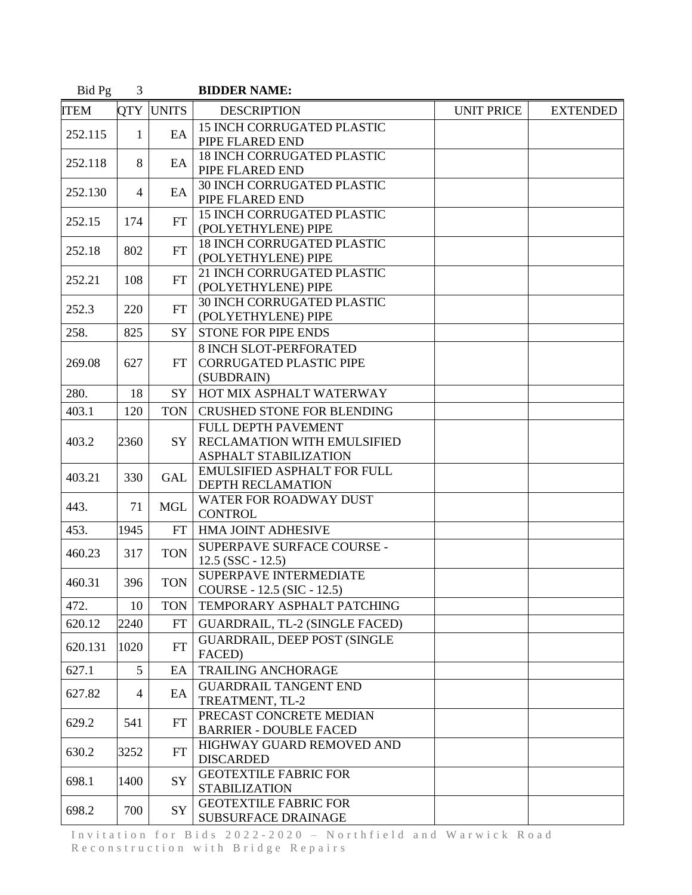Bid Pg 3 **BIDDER NAME:**

| ITEM | QTY | UNITS | DESCRIPTION | UNIT PRICE | EXTENDED |
|---|---|---|---|---|---|
| 252.115 | 1 | EA | 15 INCH CORRUGATED PLASTIC PIPE FLARED END | | |
| 252.118 | 8 | EA | 18 INCH CORRUGATED PLASTIC PIPE FLARED END | | |
| 252.130 | 4 | EA | 30 INCH CORRUGATED PLASTIC PIPE FLARED END | | |
| 252.15 | 174 | FT | 15 INCH CORRUGATED PLASTIC (POLYETHYLENE) PIPE | | |
| 252.18 | 802 | FT | 18 INCH CORRUGATED PLASTIC (POLYETHYLENE) PIPE | | |
| 252.21 | 108 | FT | 21 INCH CORRUGATED PLASTIC (POLYETHYLENE) PIPE | | |
| 252.3 | 220 | FT | 30 INCH CORRUGATED PLASTIC (POLYETHYLENE) PIPE | | |
| 258. | 825 | SY | STONE FOR PIPE ENDS | | |
| 269.08 | 627 | FT | 8 INCH SLOT-PERFORATED CORRUGATED PLASTIC PIPE (SUBDRAIN) | | |
| 280. | 18 | SY | HOT MIX ASPHALT WATERWAY | | |
| 403.1 | 120 | TON | CRUSHED STONE FOR BLENDING | | |
| 403.2 | 2360 | SY | FULL DEPTH PAVEMENT RECLAMATION WITH EMULSIFIED ASPHALT STABILIZATION | | |
| 403.21 | 330 | GAL | EMULSIFIED ASPHALT FOR FULL DEPTH RECLAMATION | | |
| 443. | 71 | MGL | WATER FOR ROADWAY DUST CONTROL | | |
| 453. | 1945 | FT | HMA JOINT ADHESIVE | | |
| 460.23 | 317 | TON | SUPERPAVE SURFACE COURSE - 12.5 (SSC - 12.5) | | |
| 460.31 | 396 | TON | SUPERPAVE INTERMEDIATE COURSE - 12.5 (SIC - 12.5) | | |
| 472. | 10 | TON | TEMPORARY ASPHALT PATCHING | | |
| 620.12 | 2240 | FT | GUARDRAIL, TL-2 (SINGLE FACED) | | |
| 620.131 | 1020 | FT | GUARDRAIL, DEEP POST (SINGLE FACED) | | |
| 627.1 | 5 | EA | TRAILING ANCHORAGE | | |
| 627.82 | 4 | EA | GUARDRAIL TANGENT END TREATMENT, TL-2 | | |
| 629.2 | 541 | FT | PRECAST CONCRETE MEDIAN BARRIER - DOUBLE FACED | | |
| 630.2 | 3252 | FT | HIGHWAY GUARD REMOVED AND DISCARDED | | |
| 698.1 | 1400 | SY | GEOTEXTILE FABRIC FOR STABILIZATION | | |
| 698.2 | 700 | SY | GEOTEXTILE FABRIC FOR SUBSURFACE DRAINAGE | | |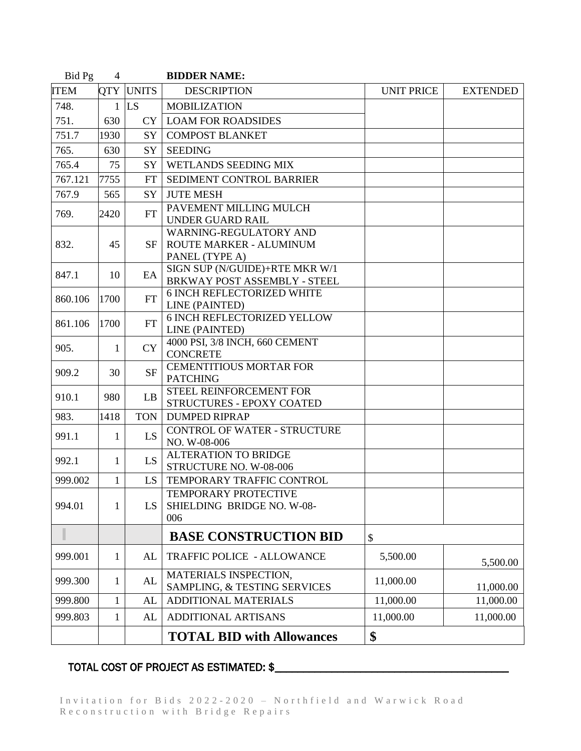Bid Pg 4 **BIDDER NAME:**

| ITEM | QTY | UNITS | DESCRIPTION | UNIT PRICE | EXTENDED |
|---|---|---|---|---|---|
| 748. | 1 | LS | MOBILIZATION | | |
| 751. | 630 | CY | LOAM FOR ROADSIDES | | |
| 751.7 | 1930 | SY | COMPOST BLANKET | | |
| 765. | 630 | SY | SEEDING | | |
| 765.4 | 75 | SY | WETLANDS SEEDING MIX | | |
| 767.121 | 7755 | FT | SEDIMENT CONTROL BARRIER | | |
| 767.9 | 565 | SY | JUTE MESH | | |
| 769. | 2420 | FT | PAVEMENT MILLING MULCH UNDER GUARD RAIL | | |
| 832. | 45 | SF | WARNING-REGULATORY AND ROUTE MARKER - ALUMINUM PANEL (TYPE A) | | |
| 847.1 | 10 | EA | SIGN SUP (N/GUIDE)+RTE MKR W/1 BRKWAY POST ASSEMBLY - STEEL | | |
| 860.106 | 1700 | FT | 6 INCH REFLECTORIZED WHITE LINE (PAINTED) | | |
| 861.106 | 1700 | FT | 6 INCH REFLECTORIZED YELLOW LINE (PAINTED) | | |
| 905. | 1 | CY | 4000 PSI, 3/8 INCH, 660 CEMENT CONCRETE | | |
| 909.2 | 30 | SF | CEMENTITIOUS MORTAR FOR PATCHING | | |
| 910.1 | 980 | LB | STEEL REINFORCEMENT FOR STRUCTURES - EPOXY COATED | | |
| 983. | 1418 | TON | DUMPED RIPRAP | | |
| 991.1 | 1 | LS | CONTROL OF WATER - STRUCTURE NO. W-08-006 | | |
| 992.1 | 1 | LS | ALTERATION TO BRIDGE STRUCTURE NO. W-08-006 | | |
| 999.002 | 1 | LS | TEMPORARY TRAFFIC CONTROL | | |
| 994.01 | 1 | LS | TEMPORARY PROTECTIVE SHIELDING BRIDGE NO. W-08-006 | | |
| | | | **BASE CONSTRUCTION BID** | $ | |
| 999.001 | 1 | AL | TRAFFIC POLICE - ALLOWANCE | 5,500.00 | 5,500.00 |
| 999.300 | 1 | AL | MATERIALS INSPECTION, SAMPLING, & TESTING SERVICES | 11,000.00 | 11,000.00 |
| 999.800 | 1 | AL | ADDITIONAL MATERIALS | 11,000.00 | 11,000.00 |
| 999.803 | 1 | AL | ADDITIONAL ARTISANS | 11,000.00 | 11,000.00 |
| | | | **TOTAL BID with Allowances** | **$** | |

TOTAL COST OF PROJECT AS ESTIMATED: $\_\_\_\_\_\_\_\_\_\_\_\_\_\_\_\_\_\_\_\_\_\_\_\_\_\_\_\_\_\_\_\_\_\_\_\_\_\_\_\_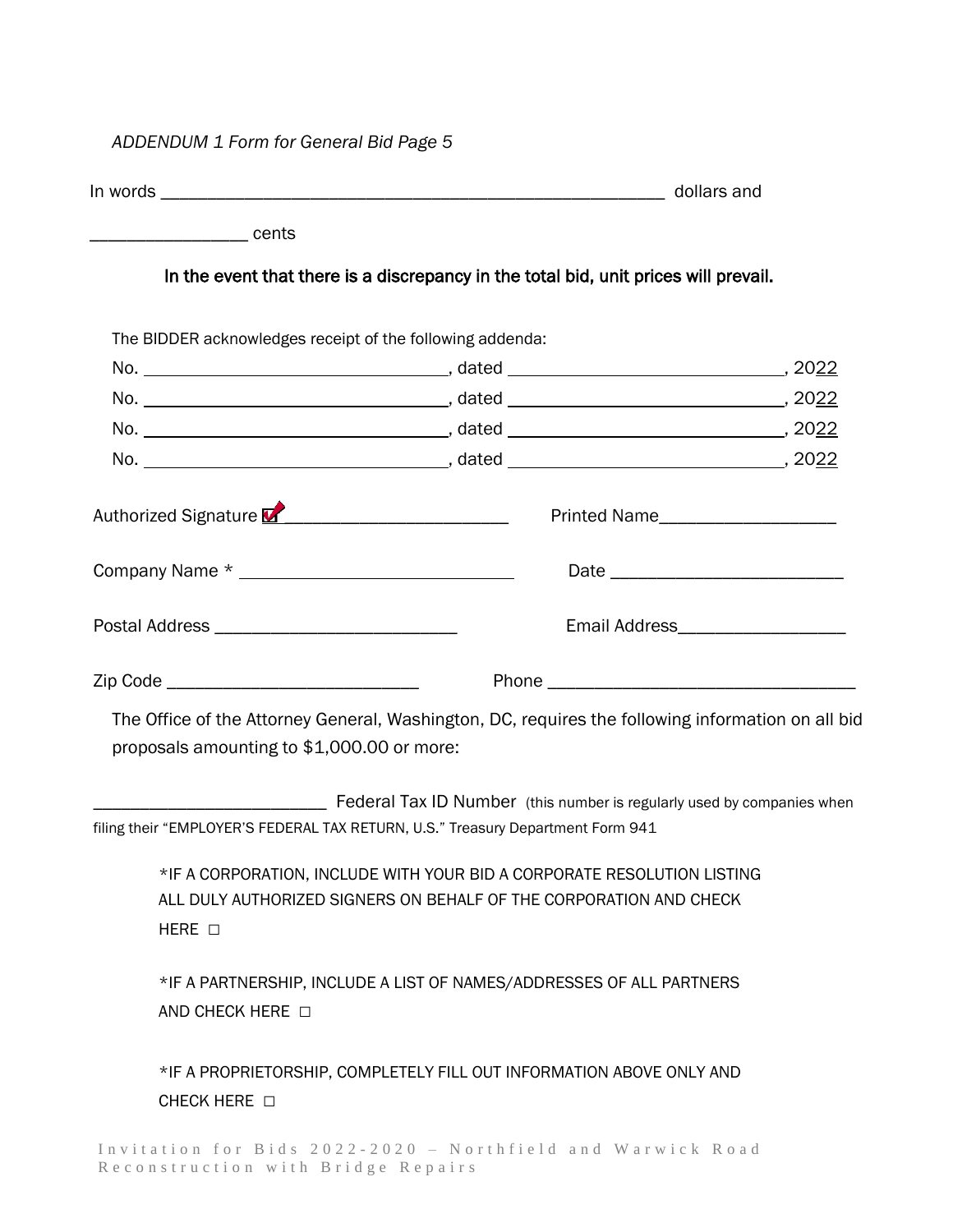*ADDENDUM 1 Form for General Bid Page 5*

In words ________________________________________________________ dollars and

_________________ cents

**In the event that there is a discrepancy in the total bid, unit prices will prevail.**

The BIDDER acknowledges receipt of the following addenda:

No. ________________________________, dated ______________________________, 2022

No. ________________________________, dated ______________________________, 2022

No. ________________________________, dated ______________________________, 2022

No. ________________________________, dated ______________________________, 2022

Authorized Signature ________________________ Printed Name___________________

Company Name * ____________________________ Date _________________________

Postal Address __________________________ Email Address__________________

Zip Code ___________________________ Phone _________________________________

The Office of the Attorney General, Washington, DC, requires the following information on all bid proposals amounting to $1,000.00 or more:

_________________________ Federal Tax ID Number (this number is regularly used by companies when filing their "EMPLOYER'S FEDERAL TAX RETURN, U.S." Treasury Department Form 941

*IF A CORPORATION, INCLUDE WITH YOUR BID A CORPORATE RESOLUTION LISTING ALL DULY AUTHORIZED SIGNERS ON BEHALF OF THE CORPORATION AND CHECK HERE ☐

*IF A PARTNERSHIP, INCLUDE A LIST OF NAMES/ADDRESSES OF ALL PARTNERS AND CHECK HERE ☐

*IF A PROPRIETORSHIP, COMPLETELY FILL OUT INFORMATION ABOVE ONLY AND CHECK HERE ☐